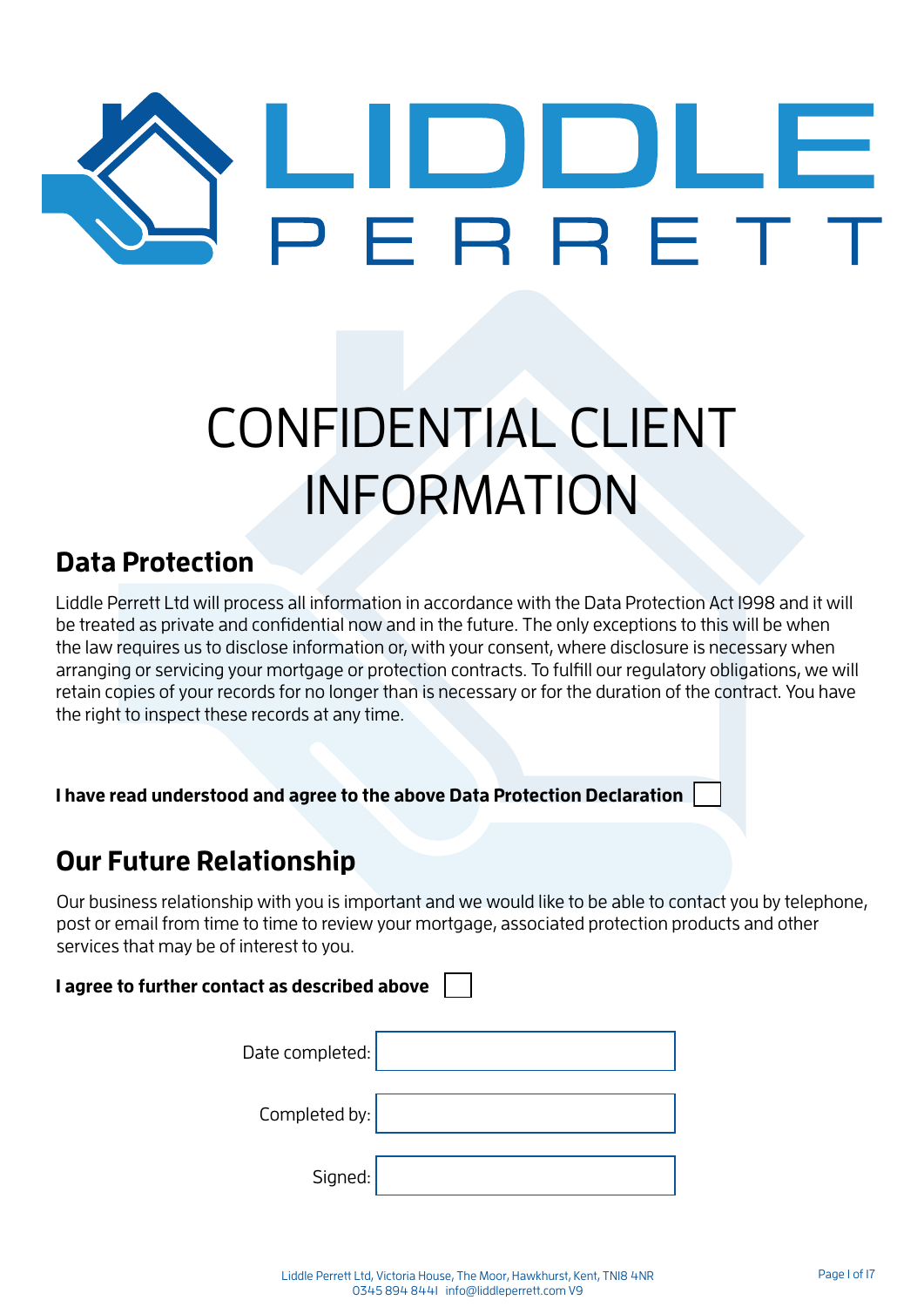# LIDDLE PERRETT

# CONFIDENTIAL CLIENT INFORMATION

## Data Protection

Liddle Perrett Ltd will process all information in accordance with the Data Protection Act 1998 and it will be treated as private and confidential now and in the future. The only exceptions to this will be when the law requires us to disclose information or, with your consent, where disclosure is necessary when arranging or servicing your mortgage or protection contracts. To fulfill our regulatory obligations, we will retain copies of your records for no longer than is necessary or for the duration of the contract. You have the right to inspect these records at any time.

**I have read understood and agree to the above Data Protection Declaration** ☐

## Our Future Relationship

Our business relationship with you is important and we would like to be able to contact you by telephone, post or email from time to time to review your mortgage, associated protection products and other services that may be of interest to you.

**I agree to further contact as described above** ☐

Date completed:

Completed by:

Signed:

Liddle Perrett Ltd, Victoria House, The Moor, Hawkhurst, Kent, TN18 4NR
0345 894 8441 info@liddleperrett.com V9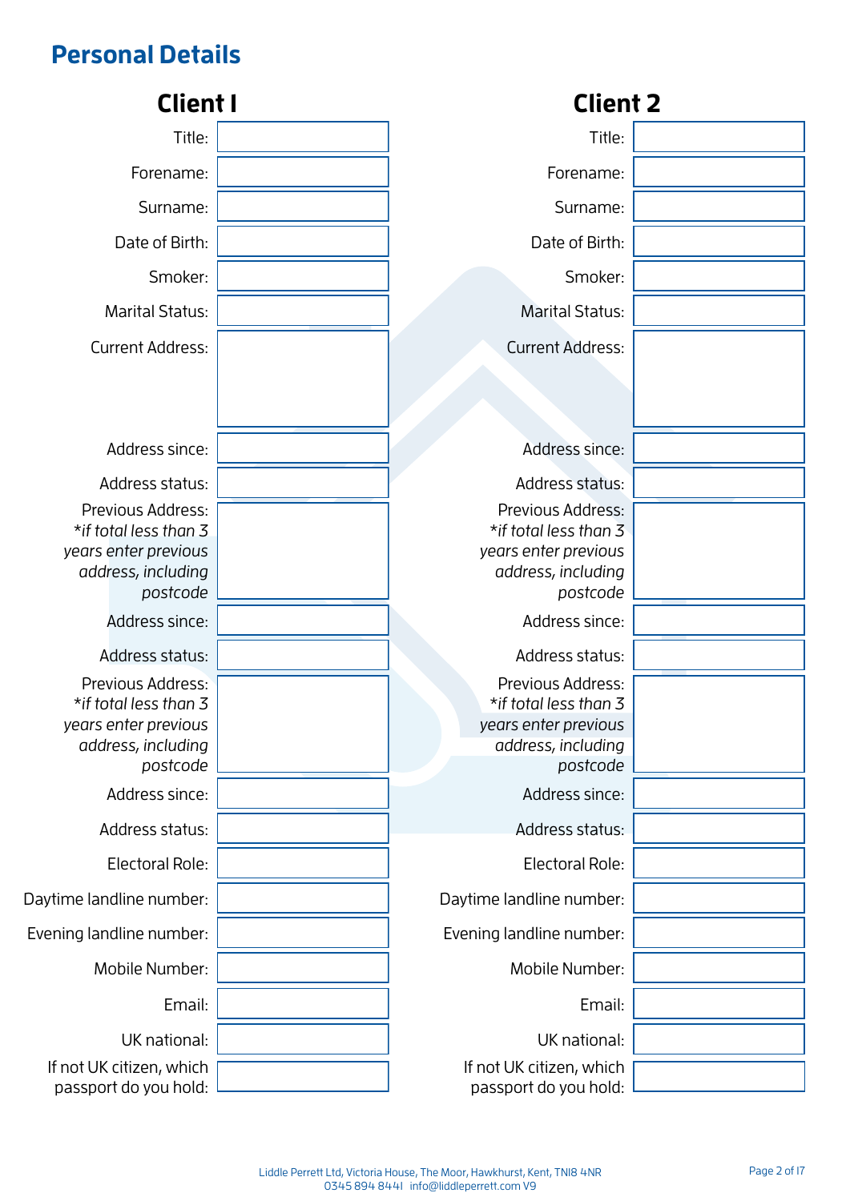## Personal Details

| | Client 1 | Client 2 |
|---|---|---|
| Title: | | |
| Forename: | | |
| Surname: | | |
| Date of Birth: | | |
| Smoker: | | |
| Marital Status: | | |
| Current Address: | | |
| Address since: | | |
| Address status: | | |
| Previous Address: *if total less than 3 years enter previous address, including postcode* | | |
| Address since: | | |
| Address status: | | |
| Previous Address: *if total less than 3 years enter previous address, including postcode* | | |
| Address since: | | |
| Address status: | | |
| Electoral Role: | | |
| Daytime landline number: | | |
| Evening landline number: | | |
| Mobile Number: | | |
| Email: | | |
| UK national: | | |
| If not UK citizen, which passport do you hold: | | |

Liddle Perrett Ltd, Victoria House, The Moor, Hawkhurst, Kent, TN18 4NR
0345 894 8441 info@liddleperrett.com V9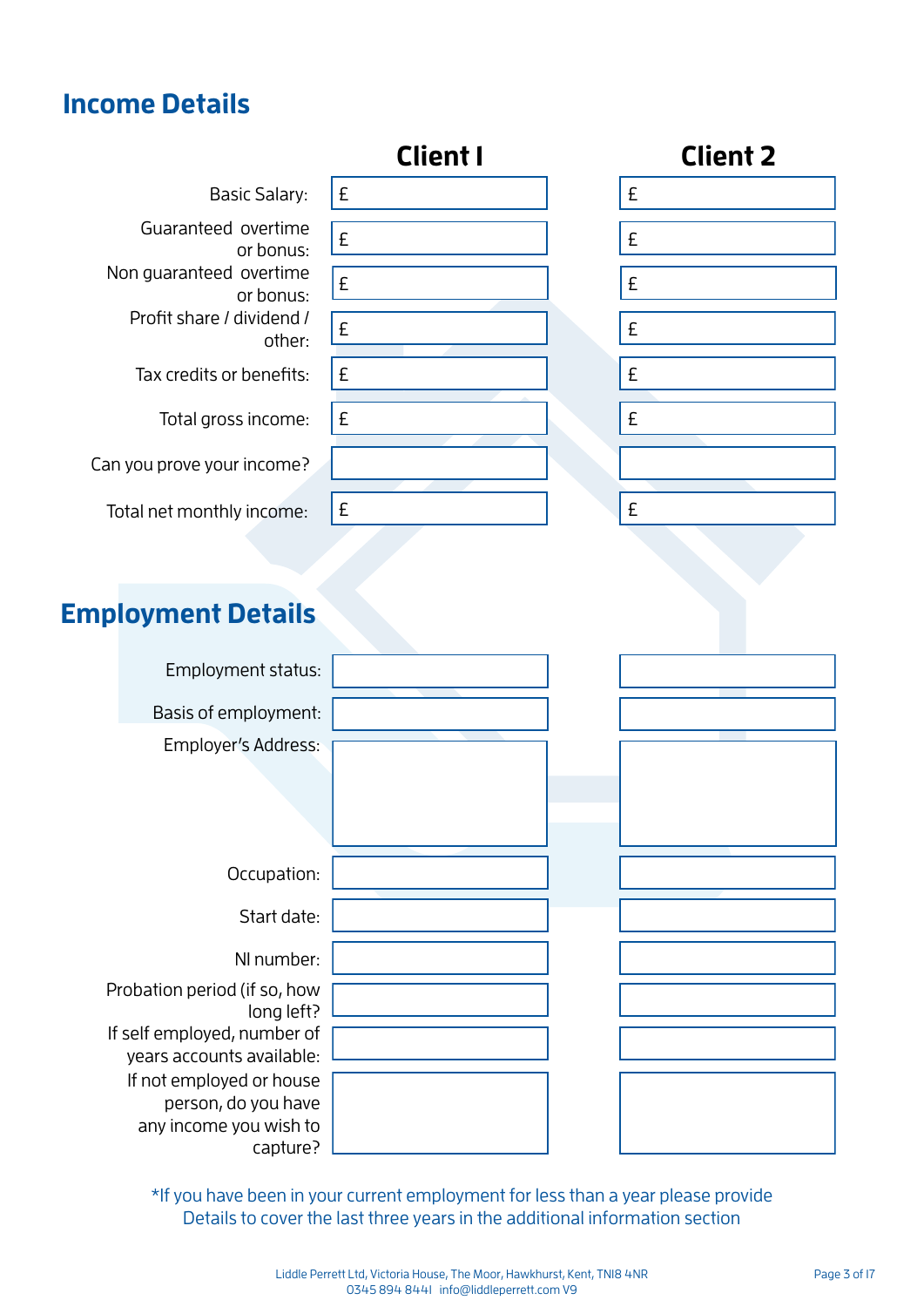## Income Details

| | Client 1 | Client 2 |
|---|---|---|
| Basic Salary: | £ | £ |
| Guaranteed overtime or bonus: | £ | £ |
| Non guaranteed overtime or bonus: | £ | £ |
| Profit share / dividend / other: | £ | £ |
| Tax credits or benefits: | £ | £ |
| Total gross income: | £ | £ |
| Can you prove your income? | | |
| Total net monthly income: | £ | £ |

## Employment Details

| | Client 1 | Client 2 |
|---|---|---|
| Employment status: | | |
| Basis of employment: | | |
| Employer's Address: | | |
| Occupation: | | |
| Start date: | | |
| NI number: | | |
| Probation period (if so, how long left? | | |
| If self employed, number of years accounts available: | | |
| If not employed or house person, do you have any income you wish to capture? | | |

*If you have been in your current employment for less than a year please provide Details to cover the last three years in the additional information section

Liddle Perrett Ltd, Victoria House, The Moor, Hawkhurst, Kent, TN18 4NR
0345 894 8441 info@liddleperrett.com V9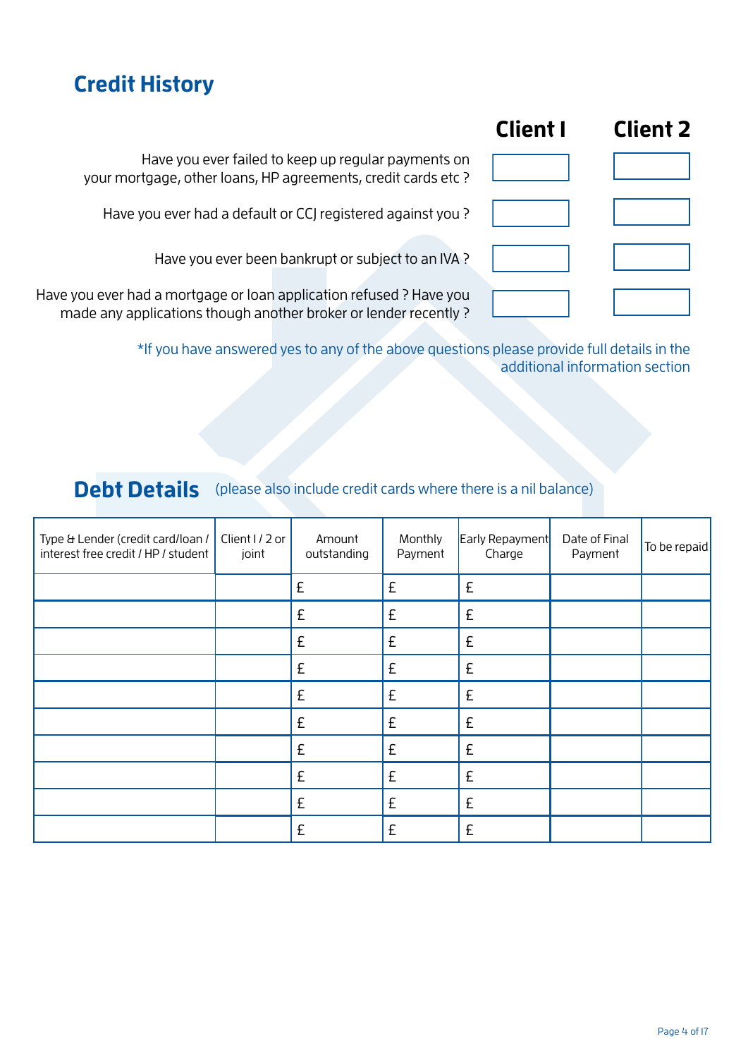## Credit History

| | Client 1 | Client 2 |
|---|---|---|
| Have you ever failed to keep up regular payments on your mortgage, other loans, HP agreements, credit cards etc ? | | |
| Have you ever had a default or CCJ registered against you ? | | |
| Have you ever been bankrupt or subject to an IVA ? | | |
| Have you ever had a mortgage or loan application refused ? Have you made any applications though another broker or lender recently ? | | |

*If you have answered yes to any of the above questions please provide full details in the additional information section

## Debt Details

(please also include credit cards where there is a nil balance)

| Type & Lender (credit card/loan / interest free credit / HP / student | Client 1 / 2 or joint | Amount outstanding | Monthly Payment | Early Repayment Charge | Date of Final Payment | To be repaid |
|---|---|---|---|---|---|---|
| | | £ | £ | £ | | |
| | | £ | £ | £ | | |
| | | £ | £ | £ | | |
| | | £ | £ | £ | | |
| | | £ | £ | £ | | |
| | | £ | £ | £ | | |
| | | £ | £ | £ | | |
| | | £ | £ | £ | | |
| | | £ | £ | £ | | |
| | | £ | £ | £ | | |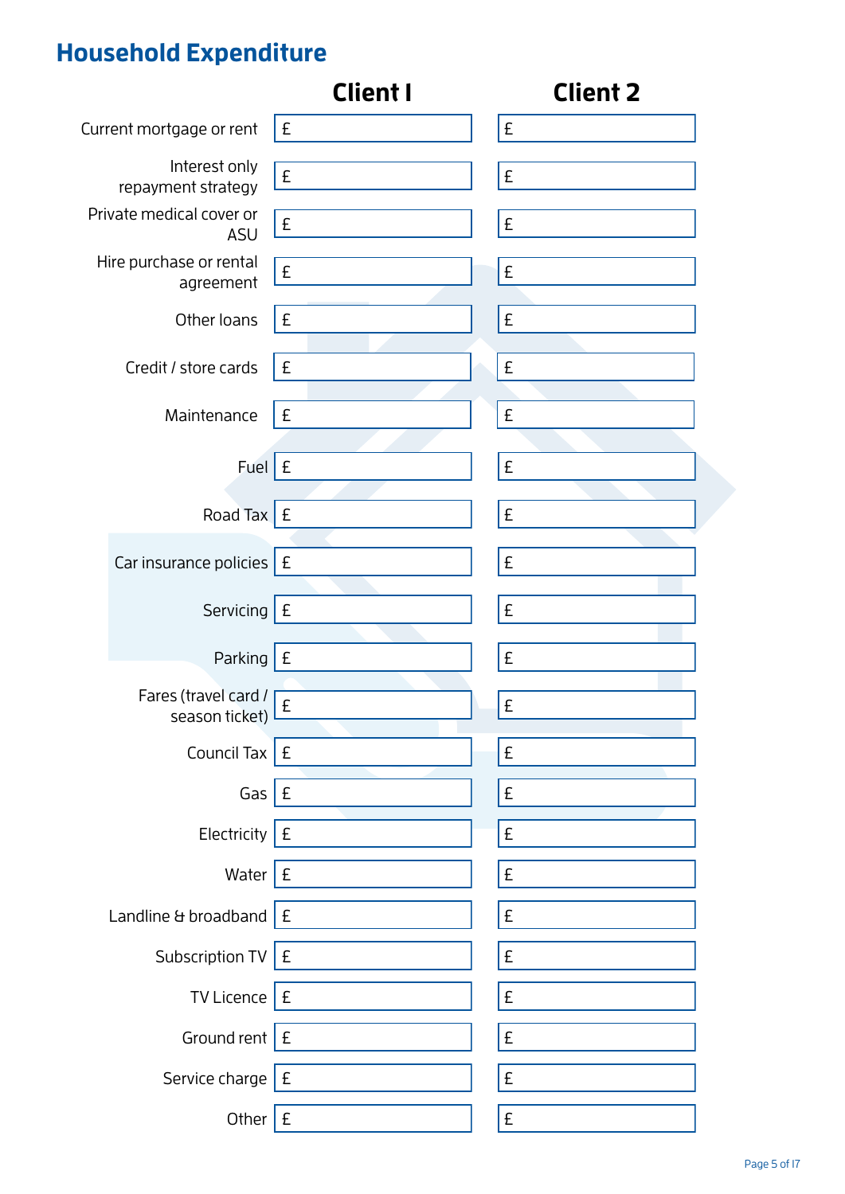## Household Expenditure

| | Client 1 | Client 2 |
|---|---|---|
| Current mortgage or rent | £ | £ |
| Interest only repayment strategy | £ | £ |
| Private medical cover or ASU | £ | £ |
| Hire purchase or rental agreement | £ | £ |
| Other loans | £ | £ |
| Credit / store cards | £ | £ |
| Maintenance | £ | £ |
| Fuel | £ | £ |
| Road Tax | £ | £ |
| Car insurance policies | £ | £ |
| Servicing | £ | £ |
| Parking | £ | £ |
| Fares (travel card / season ticket) | £ | £ |
| Council Tax | £ | £ |
| Gas | £ | £ |
| Electricity | £ | £ |
| Water | £ | £ |
| Landline & broadband | £ | £ |
| Subscription TV | £ | £ |
| TV Licence | £ | £ |
| Ground rent | £ | £ |
| Service charge | £ | £ |
| Other | £ | £ |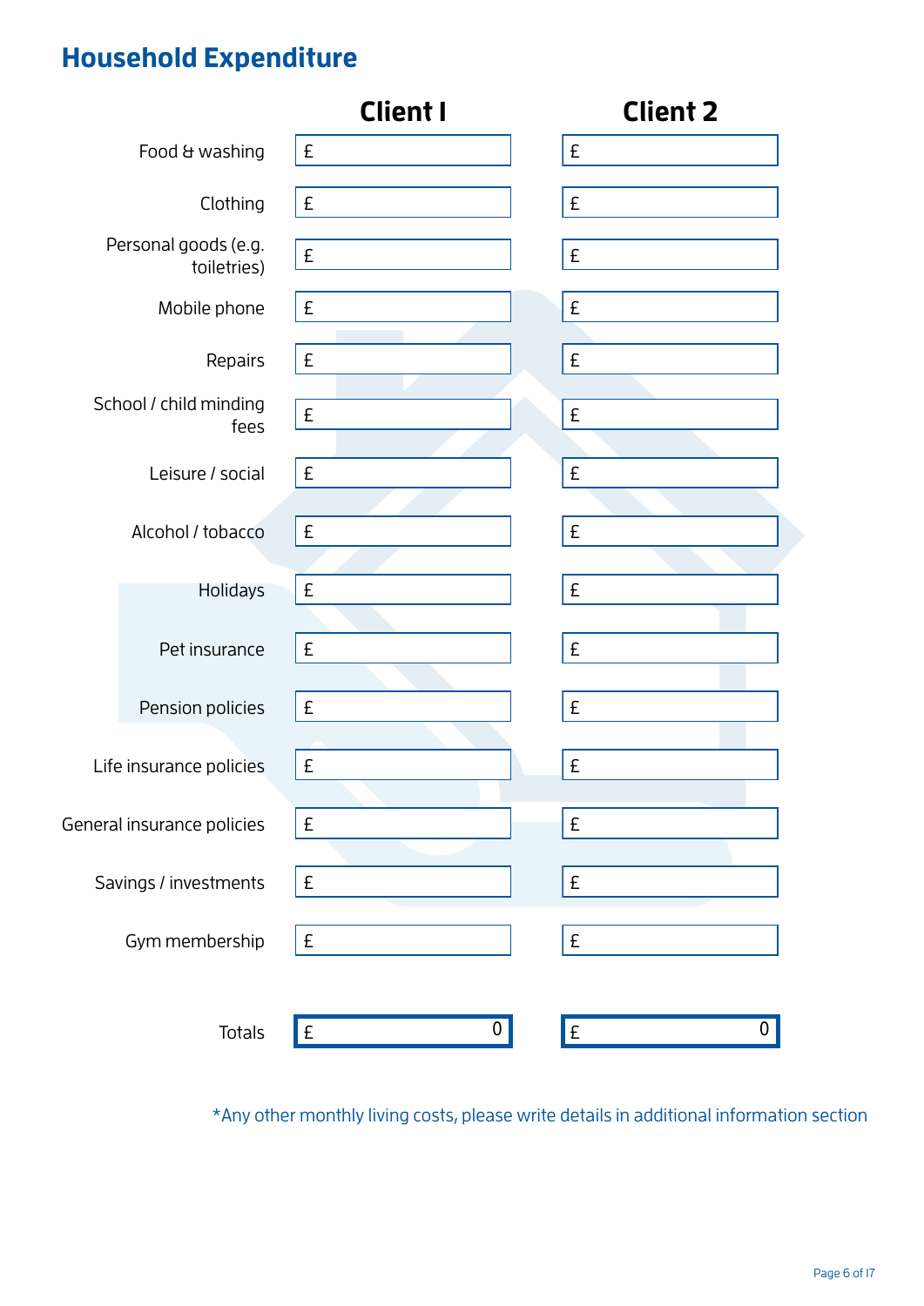# Household Expenditure

| | Client 1 | Client 2 |
|---|---|---|
| Food & washing | £ | £ |
| Clothing | £ | £ |
| Personal goods (e.g. toiletries) | £ | £ |
| Mobile phone | £ | £ |
| Repairs | £ | £ |
| School / child minding fees | £ | £ |
| Leisure / social | £ | £ |
| Alcohol / tobacco | £ | £ |
| Holidays | £ | £ |
| Pet insurance | £ | £ |
| Pension policies | £ | £ |
| Life insurance policies | £ | £ |
| General insurance policies | £ | £ |
| Savings / investments | £ | £ |
| Gym membership | £ | £ |
| Totals | £ 0 | £ 0 |

*Any other monthly living costs, please write details in additional information section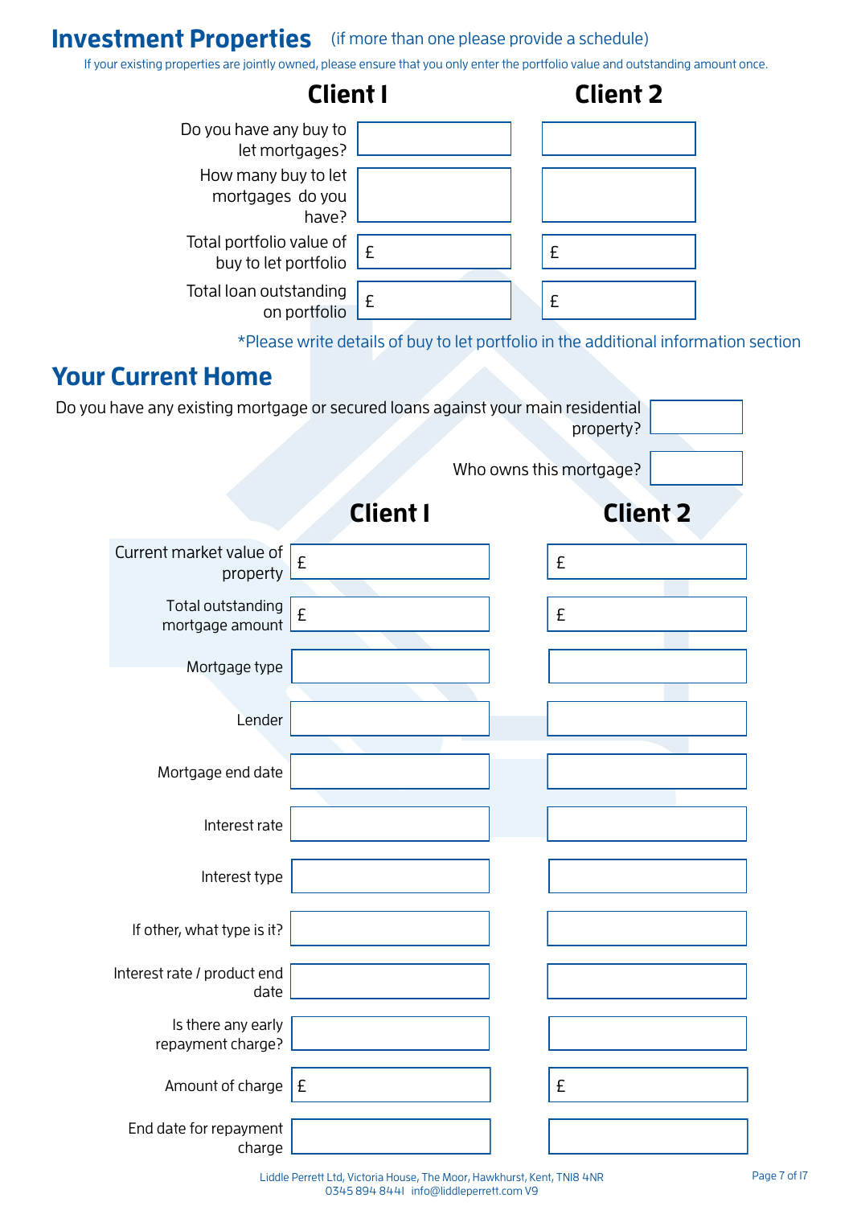## Investment Properties (if more than one please provide a schedule)

If your existing properties are jointly owned, please ensure that you only enter the portfolio value and outstanding amount once.

| | Client 1 | Client 2 |
|---|---|---|
| Do you have any buy to let mortgages? | | |
| How many buy to let mortgages do you have? | | |
| Total portfolio value of buy to let portfolio | £ | £ |
| Total loan outstanding on portfolio | £ | £ |

*Please write details of buy to let portfolio in the additional information section

## Your Current Home

| | |
|---|---|
| Do you have any existing mortgage or secured loans against your main residential property? | |
| Who owns this mortgage? | |

| | Client 1 | Client 2 |
|---|---|---|
| Current market value of property | £ | £ |
| Total outstanding mortgage amount | £ | £ |
| Mortgage type | | |
| Lender | | |
| Mortgage end date | | |
| Interest rate | | |
| Interest type | | |
| If other, what type is it? | | |
| Interest rate / product end date | | |
| Is there any early repayment charge? | | |
| Amount of charge | £ | £ |
| End date for repayment charge | | |

Liddle Perrett Ltd, Victoria House, The Moor, Hawkhurst, Kent, TN18 4NR
0345 894 8441 info@liddleperrett.com V9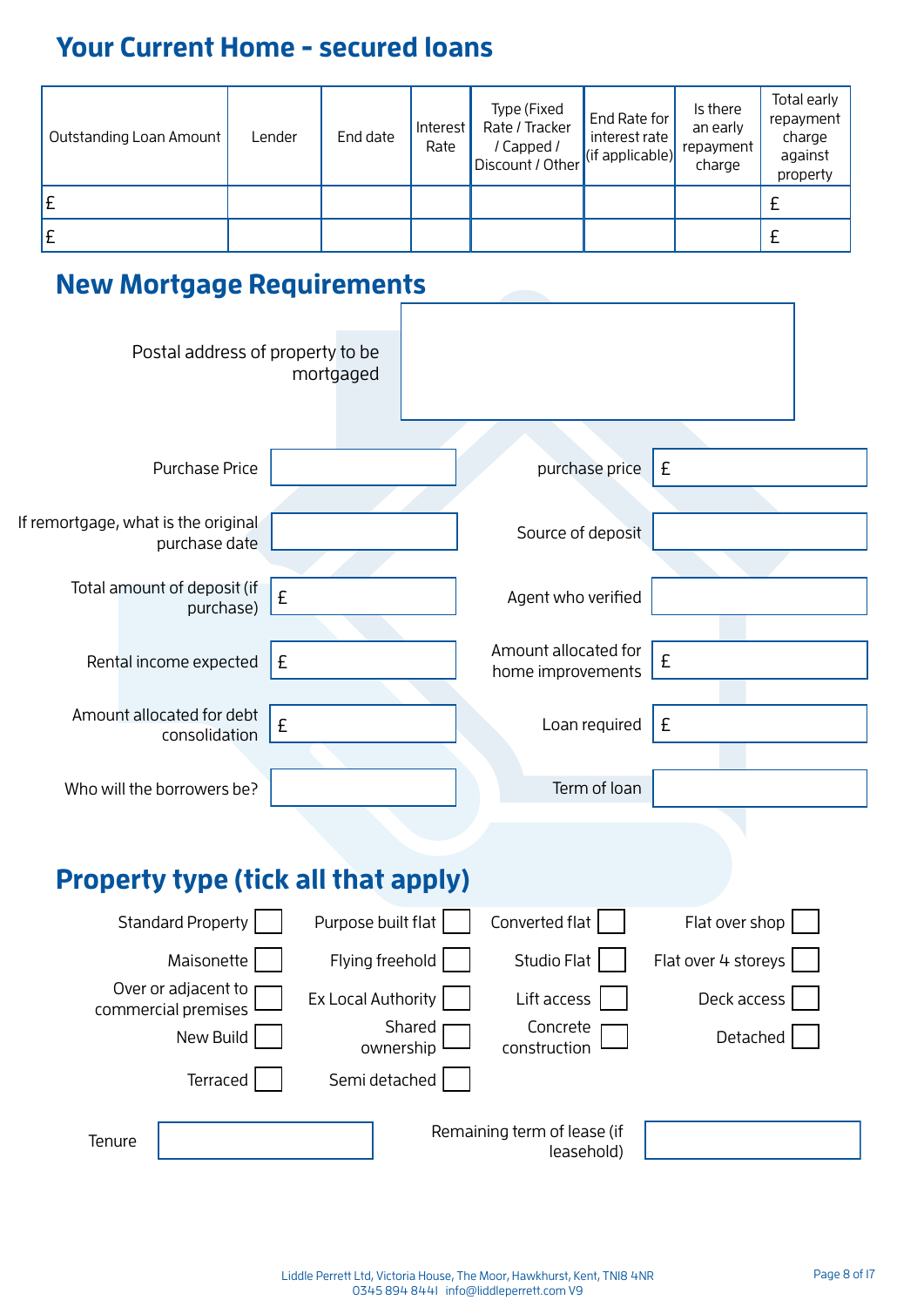## Your Current Home - secured loans

| Outstanding Loan Amount | Lender | End date | Interest Rate | Type (Fixed Rate / Tracker / Capped / Discount / Other | End Rate for interest rate (if applicable) | Is there an early repayment charge | Total early repayment charge against property |
|---|---|---|---|---|---|---|---|
| £ | | | | | | | £ |
| £ | | | | | | | £ |

## New Mortgage Requirements

| | |
|---|---|
| Postal address of property to be mortgaged | |

| | | | |
|---|---|---|---|
| Purchase Price | | purchase price | £ |
| If remortgage, what is the original purchase date | | Source of deposit | |
| Total amount of deposit (if purchase) | £ | Agent who verified | |
| Rental income expected | £ | Amount allocated for home improvements | £ |
| Amount allocated for debt consolidation | £ | Loan required | £ |
| Who will the borrowers be? | | Term of loan | |

## Property type (tick all that apply)

| | | | |
|---|---|---|---|
| Standard Property ☐ | Purpose built flat ☐ | Converted flat ☐ | Flat over shop ☐ |
| Maisonette ☐ | Flying freehold ☐ | Studio Flat ☐ | Flat over 4 storeys ☐ |
| Over or adjacent to commercial premises ☐ | Ex Local Authority ☐ | Lift access ☐ | Deck access ☐ |
| New Build ☐ | Shared ownership ☐ | Concrete construction ☐ | Detached ☐ |
| Terraced ☐ | Semi detached ☐ | | |

| | | | |
|---|---|---|---|
| Tenure | | Remaining term of lease (if leasehold) | |

Liddle Perrett Ltd, Victoria House, The Moor, Hawkhurst, Kent, TN18 4NR
0345 894 8441 info@liddleperrett.com V9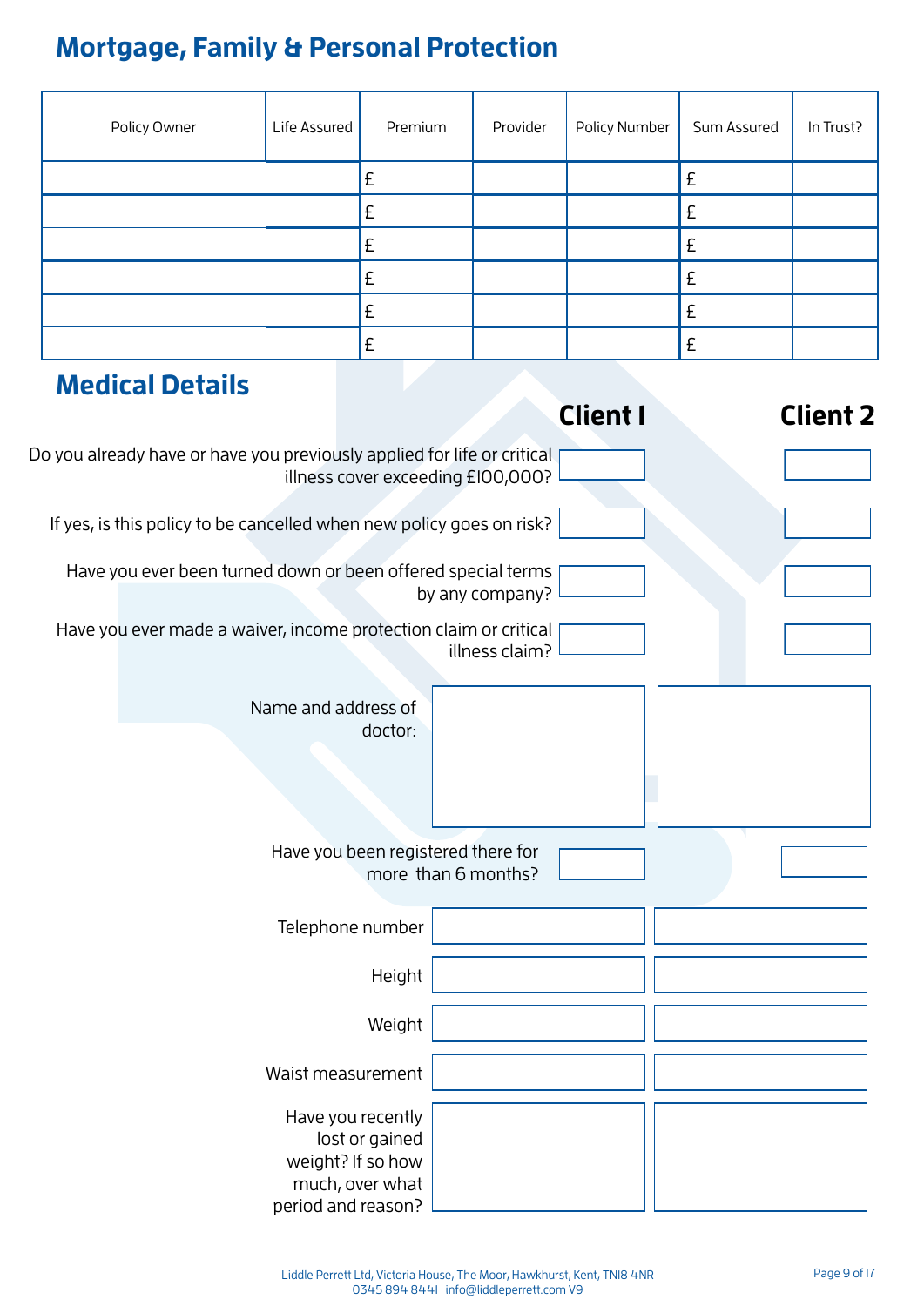## Mortgage, Family & Personal Protection

| Policy Owner | Life Assured | Premium | Provider | Policy Number | Sum Assured | In Trust? |
|---|---|---|---|---|---|---|
| | | £ | | | £ | |
| | | £ | | | £ | |
| | | £ | | | £ | |
| | | £ | | | £ | |
| | | £ | | | £ | |
| | | £ | | | £ | |

## Medical Details

| | Client 1 | Client 2 |
|---|---|---|
| Do you already have or have you previously applied for life or critical illness cover exceeding £100,000? | | |
| If yes, is this policy to be cancelled when new policy goes on risk? | | |
| Have you ever been turned down or been offered special terms by any company? | | |
| Have you ever made a waiver, income protection claim or critical illness claim? | | |
| Name and address of doctor: | | |
| Have you been registered there for more than 6 months? | | |
| Telephone number | | |
| Height | | |
| Weight | | |
| Waist measurement | | |
| Have you recently lost or gained weight? If so how much, over what period and reason? | | |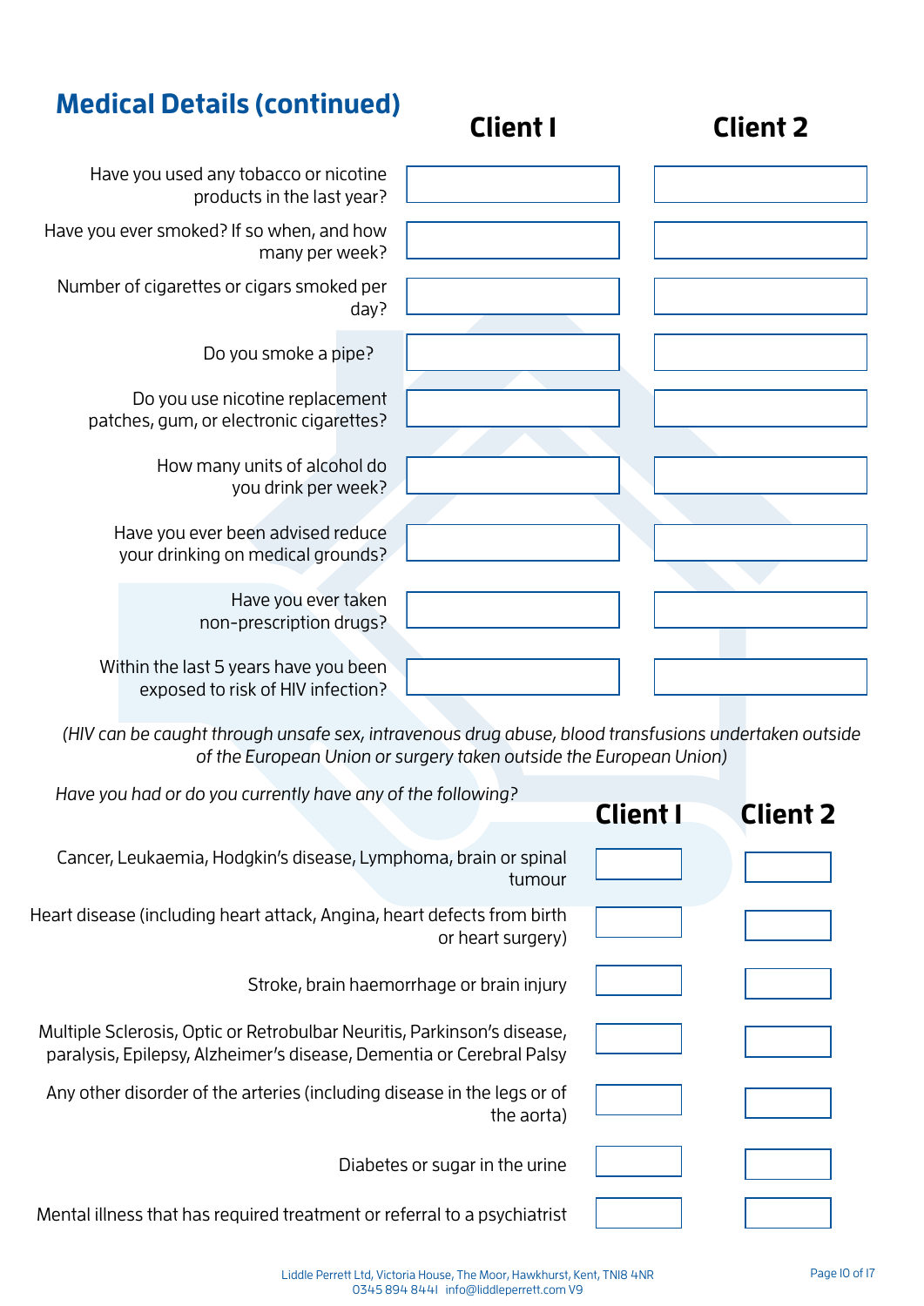## Medical Details (continued)

| | Client 1 | Client 2 |
|---|---|---|
| Have you used any tobacco or nicotine products in the last year? | | |
| Have you ever smoked? If so when, and how many per week? | | |
| Number of cigarettes or cigars smoked per day? | | |
| Do you smoke a pipe? | | |
| Do you use nicotine replacement patches, gum, or electronic cigarettes? | | |
| How many units of alcohol do you drink per week? | | |
| Have you ever been advised reduce your drinking on medical grounds? | | |
| Have you ever taken non-prescription drugs? | | |
| Within the last 5 years have you been exposed to risk of HIV infection? | | |

*(HIV can be caught through unsafe sex, intravenous drug abuse, blood transfusions undertaken outside of the European Union or surgery taken outside the European Union)*

*Have you had or do you currently have any of the following?*

| | Client 1 | Client 2 |
|---|---|---|
| Cancer, Leukaemia, Hodgkin's disease, Lymphoma, brain or spinal tumour | | |
| Heart disease (including heart attack, Angina, heart defects from birth or heart surgery) | | |
| Stroke, brain haemorrhage or brain injury | | |
| Multiple Sclerosis, Optic or Retrobulbar Neuritis, Parkinson's disease, paralysis, Epilepsy, Alzheimer's disease, Dementia or Cerebral Palsy | | |
| Any other disorder of the arteries (including disease in the legs or of the aorta) | | |
| Diabetes or sugar in the urine | | |
| Mental illness that has required treatment or referral to a psychiatrist | | |

Liddle Perrett Ltd, Victoria House, The Moor, Hawkhurst, Kent, TN18 4NR
0345 894 8441 info@liddleperrett.com V9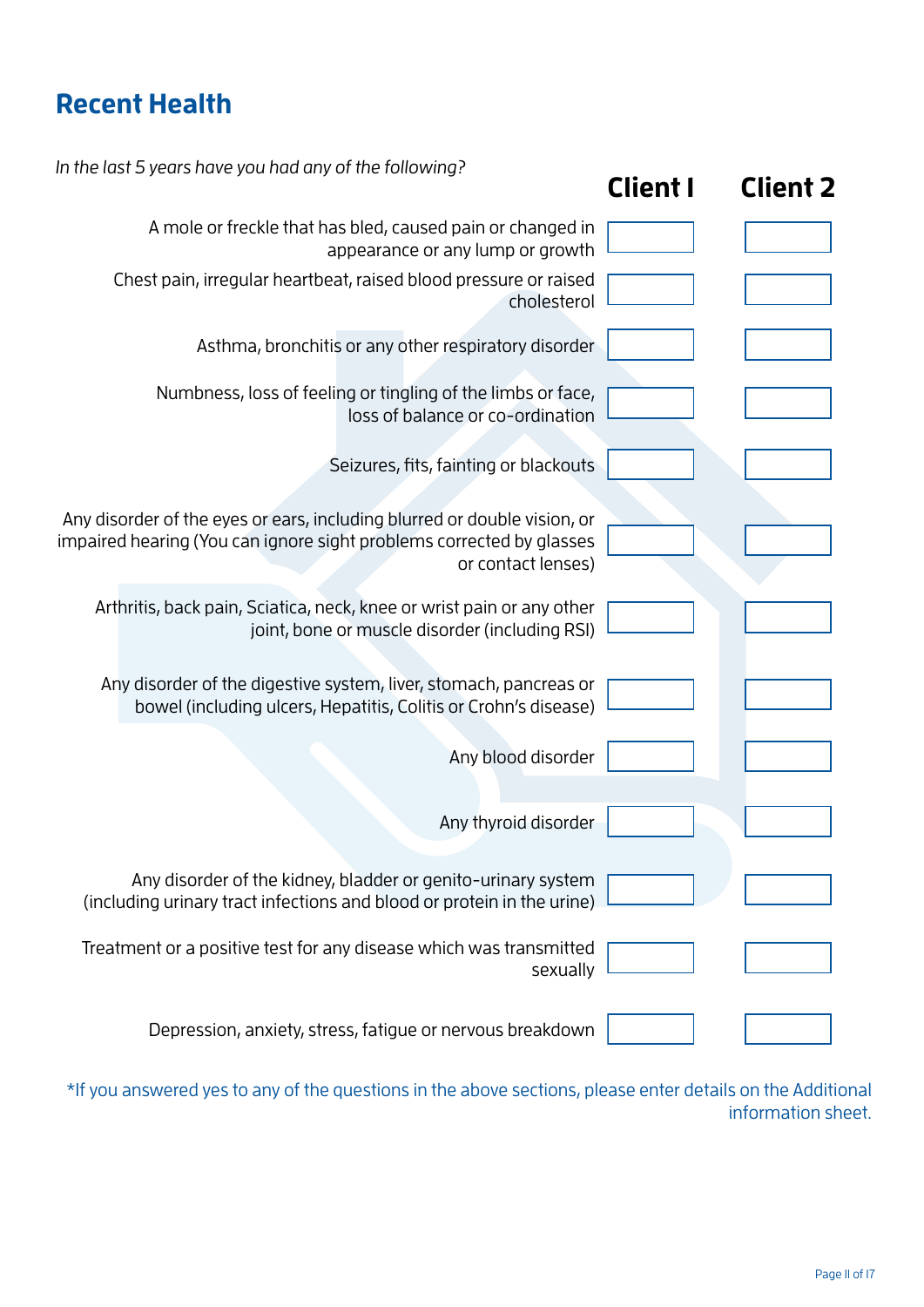## Recent Health

*In the last 5 years have you had any of the following?*

| | Client 1 | Client 2 |
|---|---|---|
| A mole or freckle that has bled, caused pain or changed in appearance or any lump or growth | | |
| Chest pain, irregular heartbeat, raised blood pressure or raised cholesterol | | |
| Asthma, bronchitis or any other respiratory disorder | | |
| Numbness, loss of feeling or tingling of the limbs or face, loss of balance or co-ordination | | |
| Seizures, fits, fainting or blackouts | | |
| Any disorder of the eyes or ears, including blurred or double vision, or impaired hearing (You can ignore sight problems corrected by glasses or contact lenses) | | |
| Arthritis, back pain, Sciatica, neck, knee or wrist pain or any other joint, bone or muscle disorder (including RSI) | | |
| Any disorder of the digestive system, liver, stomach, pancreas or bowel (including ulcers, Hepatitis, Colitis or Crohn's disease) | | |
| Any blood disorder | | |
| Any thyroid disorder | | |
| Any disorder of the kidney, bladder or genito-urinary system (including urinary tract infections and blood or protein in the urine) | | |
| Treatment or a positive test for any disease which was transmitted sexually | | |
| Depression, anxiety, stress, fatigue or nervous breakdown | | |

*If you answered yes to any of the questions in the above sections, please enter details on the Additional information sheet.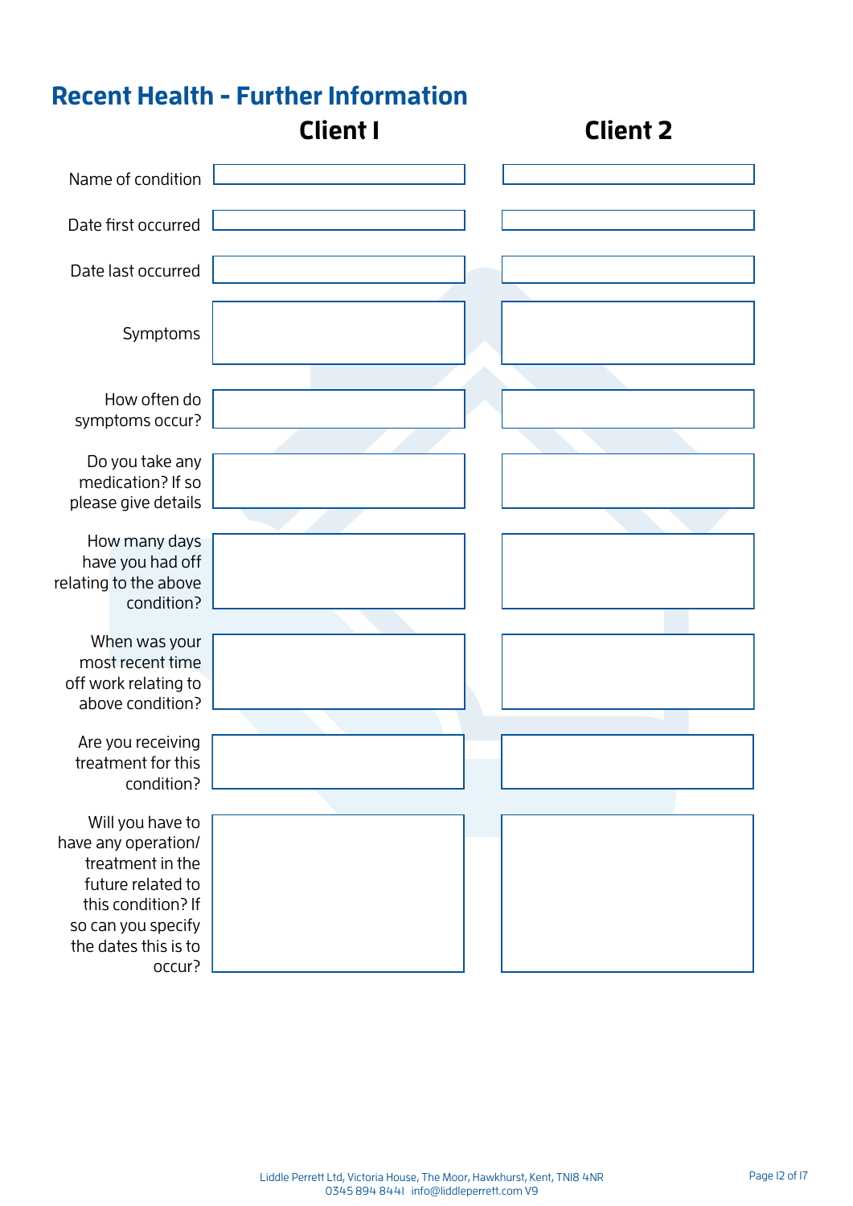## Recent Health - Further Information

| | Client 1 | Client 2 |
|---|---|---|
| Name of condition | | |
| Date first occurred | | |
| Date last occurred | | |
| Symptoms | | |
| How often do symptoms occur? | | |
| Do you take any medication? If so please give details | | |
| How many days have you had off relating to the above condition? | | |
| When was your most recent time off work relating to above condition? | | |
| Are you receiving treatment for this condition? | | |
| Will you have to have any operation/ treatment in the future related to this condition? If so can you specify the dates this is to occur? | | |

Liddle Perrett Ltd, Victoria House, The Moor, Hawkhurst, Kent, TN18 4NR
0345 894 8441 info@liddleperrett.com V9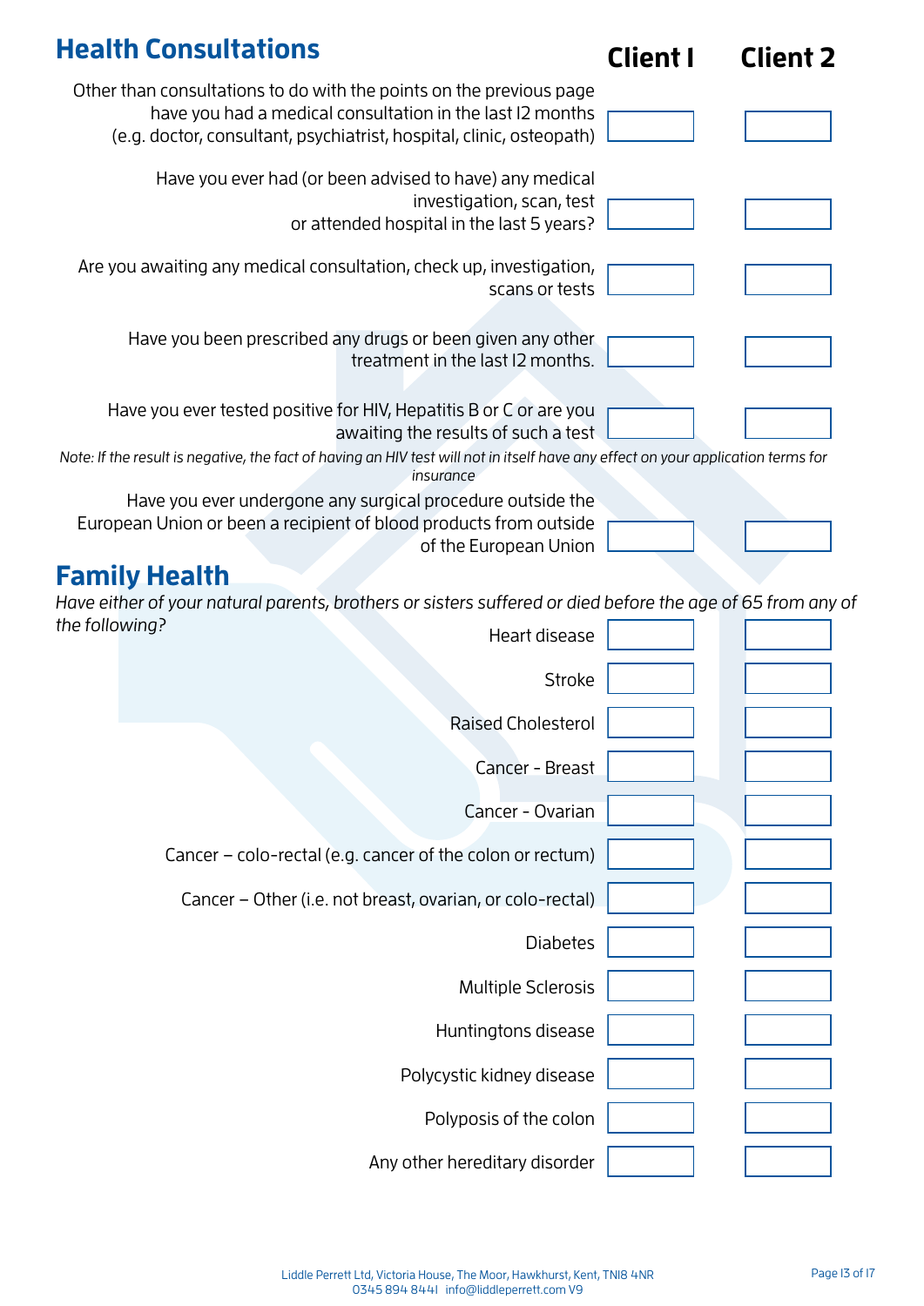## Health Consultations

| | Client 1 | Client 2 |
|---|---|---|
| Other than consultations to do with the points on the previous page have you had a medical consultation in the last 12 months (e.g. doctor, consultant, psychiatrist, hospital, clinic, osteopath) | | |
| Have you ever had (or been advised to have) any medical investigation, scan, test or attended hospital in the last 5 years? | | |
| Are you awaiting any medical consultation, check up, investigation, scans or tests | | |
| Have you been prescribed any drugs or been given any other treatment in the last 12 months. | | |
| Have you ever tested positive for HIV, Hepatitis B or C or are you awaiting the results of such a test | | |

*Note: If the result is negative, the fact of having an HIV test will not in itself have any effect on your application terms for insurance*

| | Client 1 | Client 2 |
|---|---|---|
| Have you ever undergone any surgical procedure outside the European Union or been a recipient of blood products from outside of the European Union | | |

## Family Health

*Have either of your natural parents, brothers or sisters suffered or died before the age of 65 from any of the following?*

| | Client 1 | Client 2 |
|---|---|---|
| Heart disease | | |
| Stroke | | |
| Raised Cholesterol | | |
| Cancer - Breast | | |
| Cancer - Ovarian | | |
| Cancer – colo-rectal (e.g. cancer of the colon or rectum) | | |
| Cancer – Other (i.e. not breast, ovarian, or colo-rectal) | | |
| Diabetes | | |
| Multiple Sclerosis | | |
| Huntingtons disease | | |
| Polycystic kidney disease | | |
| Polyposis of the colon | | |
| Any other hereditary disorder | | |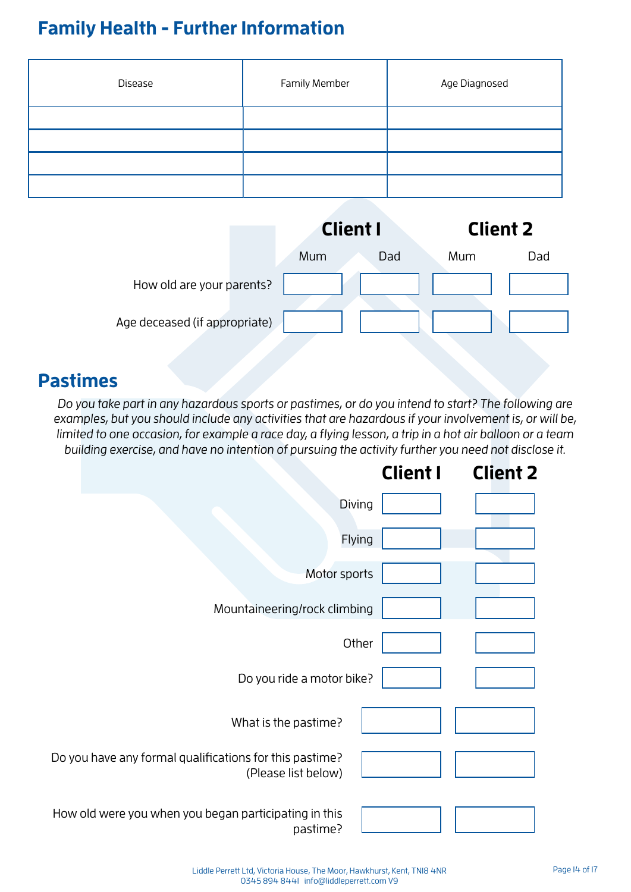## Family Health - Further Information

| Disease | Family Member | Age Diagnosed |
|---|---|---|
| | | |
| | | |
| | | |
| | | |

| | Client 1 | | Client 2 | |
|---|---|---|---|---|
| | Mum | Dad | Mum | Dad |
| How old are your parents? | | | | |
| Age deceased (if appropriate) | | | | |

## Pastimes

*Do you take part in any hazardous sports or pastimes, or do you intend to start? The following are examples, but you should include any activities that are hazardous if your involvement is, or will be, limited to one occasion, for example a race day, a flying lesson, a trip in a hot air balloon or a team building exercise, and have no intention of pursuing the activity further you need not disclose it.*

| | Client 1 | Client 2 |
|---|---|---|
| Diving | | |
| Flying | | |
| Motor sports | | |
| Mountaineering/rock climbing | | |
| Other | | |
| Do you ride a motor bike? | | |
| What is the pastime? | | |
| Do you have any formal qualifications for this pastime? (Please list below) | | |
| How old were you when you began participating in this pastime? | | |

Liddle Perrett Ltd, Victoria House, The Moor, Hawkhurst, Kent, TN18 4NR
0345 894 8441 info@liddleperrett.com V9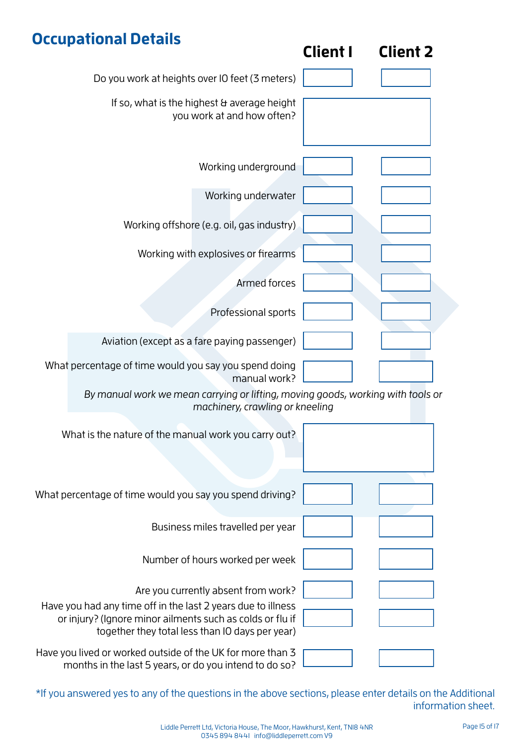## Occupational Details

| | Client 1 | Client 2 |
|---|---|---|
| Do you work at heights over 10 feet (3 meters) | | |
| If so, what is the highest & average height you work at and how often? | | |
| Working underground | | |
| Working underwater | | |
| Working offshore (e.g. oil, gas industry) | | |
| Working with explosives or firearms | | |
| Armed forces | | |
| Professional sports | | |
| Aviation (except as a fare paying passenger) | | |
| What percentage of time would you say you spend doing manual work? | | |

*By manual work we mean carrying or lifting, moving goods, working with tools or machinery, crawling or kneeling*

| | Client 1 | Client 2 |
|---|---|---|
| What is the nature of the manual work you carry out? | | |
| What percentage of time would you say you spend driving? | | |
| Business miles travelled per year | | |
| Number of hours worked per week | | |
| Are you currently absent from work? | | |
| Have you had any time off in the last 2 years due to illness or injury? (Ignore minor ailments such as colds or flu if together they total less than 10 days per year) | | |
| Have you lived or worked outside of the UK for more than 3 months in the last 5 years, or do you intend to do so? | | |

*If you answered yes to any of the questions in the above sections, please enter details on the Additional information sheet.

Liddle Perrett Ltd, Victoria House, The Moor, Hawkhurst, Kent, TN18 4NR
0345 894 8441 info@liddleperrett.com V9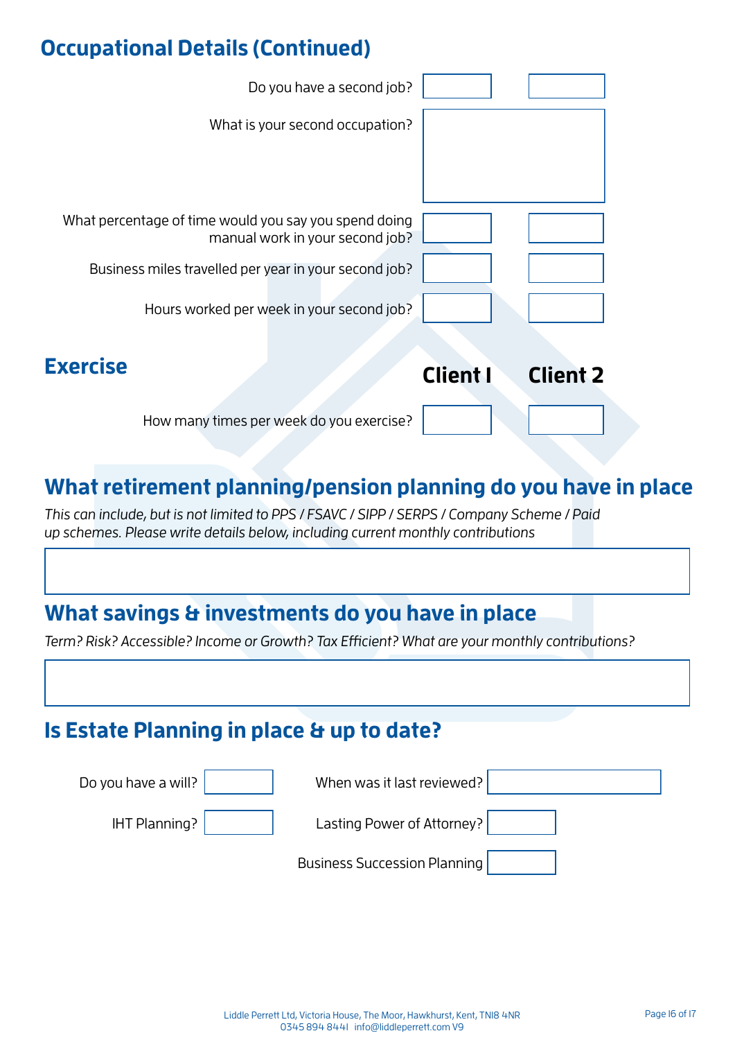## Occupational Details (Continued)

| | Client 1 | Client 2 |
|---|---|---|
| Do you have a second job? | | |
| What is your second occupation? | | |
| What percentage of time would you say you spend doing manual work in your second job? | | |
| Business miles travelled per year in your second job? | | |
| Hours worked per week in your second job? | | |

## Exercise

| | Client 1 | Client 2 |
|---|---|---|
| How many times per week do you exercise? | | |

## What retirement planning/pension planning do you have in place

*This can include, but is not limited to PPS / FSAVC / SIPP / SERPS / Company Scheme / Paid up schemes. Please write details below, including current monthly contributions*

## What savings & investments do you have in place

*Term? Risk? Accessible? Income or Growth? Tax Efficient? What are your monthly contributions?*

## Is Estate Planning in place & up to date?

Do you have a will?

When was it last reviewed?

IHT Planning?

Lasting Power of Attorney?

Business Succession Planning

Liddle Perrett Ltd, Victoria House, The Moor, Hawkhurst, Kent, TN18 4NR
0345 894 8441 info@liddleperrett.com V9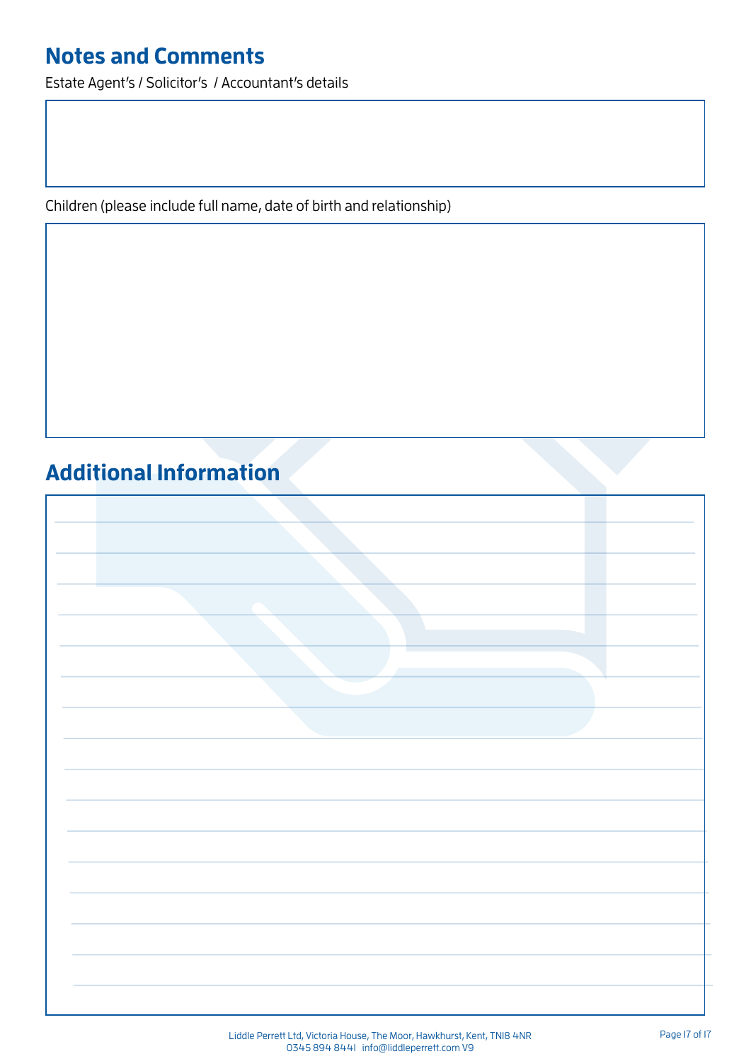## Notes and Comments

Estate Agent's / Solicitor's / Accountant's details

Children (please include full name, date of birth and relationship)

## Additional Information